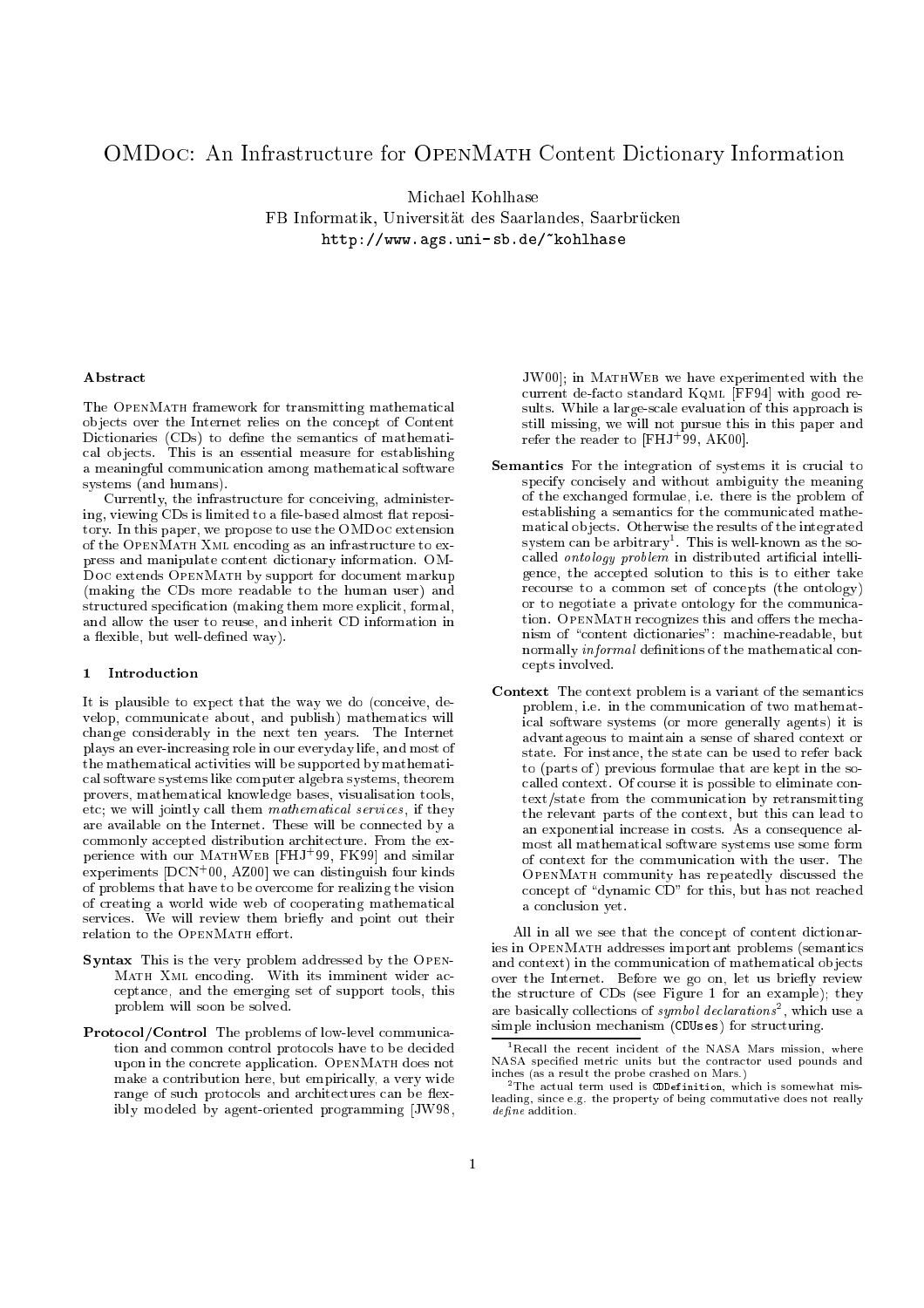# OMDoc: An Infrastructure for OpenMath Content Dictionary Information

Michael Kohlhase
FB Informatik, Universität des Saarlandes, Saarbrücken
http://www.ags.uni-sb.de/~kohlhase

### Abstract

The OpenMath framework for transmitting mathematical objects over the Internet relies on the concept of Content Dictionaries (CDs) to define the semantics of mathematical objects. This is an essential measure for establishing a meaningful communication among mathematical software systems (and humans).

Currently, the infrastructure for conceiving, administering, viewing CDs is limited to a file-based almost flat repository. In this paper, we propose to use the OMDoc extension of the OpenMath Xml encoding as an infrastructure to express and manipulate content dictionary information. OMDoc extends OpenMath by support for document markup (making the CDs more readable to the human user) and structured specification (making them more explicit, formal, and allow the user to reuse, and inherit CD information in a flexible, but well-defined way).

## 1 Introduction

It is plausible to expect that the way we do (conceive, develop, communicate about, and publish) mathematics will change considerably in the next ten years. The Internet plays an ever-increasing role in our everyday life, and most of the mathematical activities will be supported by mathematical software systems like computer algebra systems, theorem provers, mathematical knowledge bases, visualisation tools, etc; we will jointly call them *mathematical services*, if they are available on the Internet. These will be connected by a commonly accepted distribution architecture. From the experience with our MathWeb [FHJ+99, FK99] and similar experiments [DCN+00, AZ00] we can distinguish four kinds of problems that have to be overcome for realizing the vision of creating a world wide web of cooperating mathematical services. We will review them briefly and point out their relation to the OpenMath effort.

**Syntax** This is the very problem addressed by the OpenMath Xml encoding. With its imminent wider acceptance, and the emerging set of support tools, this problem will soon be solved.

**Protocol/Control** The problems of low-level communication and common control protocols have to be decided upon in the concrete application. OpenMath does not make a contribution here, but empirically, a very wide range of such protocols and architectures can be flexibly modeled by agent-oriented programming [JW98, JW00]; in MathWeb we have experimented with the current de-facto standard Kqml [FF94] with good results. While a large-scale evaluation of this approach is still missing, we will not pursue this in this paper and refer the reader to [FHJ+99, AK00].

**Semantics** For the integration of systems it is crucial to specify concisely and without ambiguity the meaning of the exchanged formulae, i.e. there is the problem of establishing a semantics for the communicated mathematical objects. Otherwise the results of the integrated system can be arbitrary[1]. This is well-known as the so-called *ontology problem* in distributed artificial intelligence, the accepted solution to this is to either take recourse to a common set of concepts (the ontology) or to negotiate a private ontology for the communication. OpenMath recognizes this and offers the mechanism of "content dictionaries": machine-readable, but normally *informal* definitions of the mathematical concepts involved.

**Context** The context problem is a variant of the semantics problem, i.e. in the communication of two mathematical software systems (or more generally agents) it is advantageous to maintain a sense of shared context or state. For instance, the state can be used to refer back to (parts of) previous formulae that are kept in the so-called context. Of course it is possible to eliminate context/state from the communication by retransmitting the relevant parts of the context, but this can lead to an exponential increase in costs. As a consequence almost all mathematical software systems use some form of context for the communication with the user. The OpenMath community has repeatedly discussed the concept of "dynamic CD" for this, but has not reached a conclusion yet.

All in all we see that the concept of content dictionaries in OpenMath addresses important problems (semantics and context) in the communication of mathematical objects over the Internet. Before we go on, let us briefly review the structure of CDs (see Figure 1 for an example); they are basically collections of *symbol declarations*[2], which use a simple inclusion mechanism (`CDUses`) for structuring.

---

[1] Recall the recent incident of the NASA Mars mission, where NASA specified metric units but the contractor used pounds and inches (as a result the probe crashed on Mars.)

[2] The actual term used is `CDDefinition`, which is somewhat misleading, since e.g. the property of being commutative does not really *define* addition.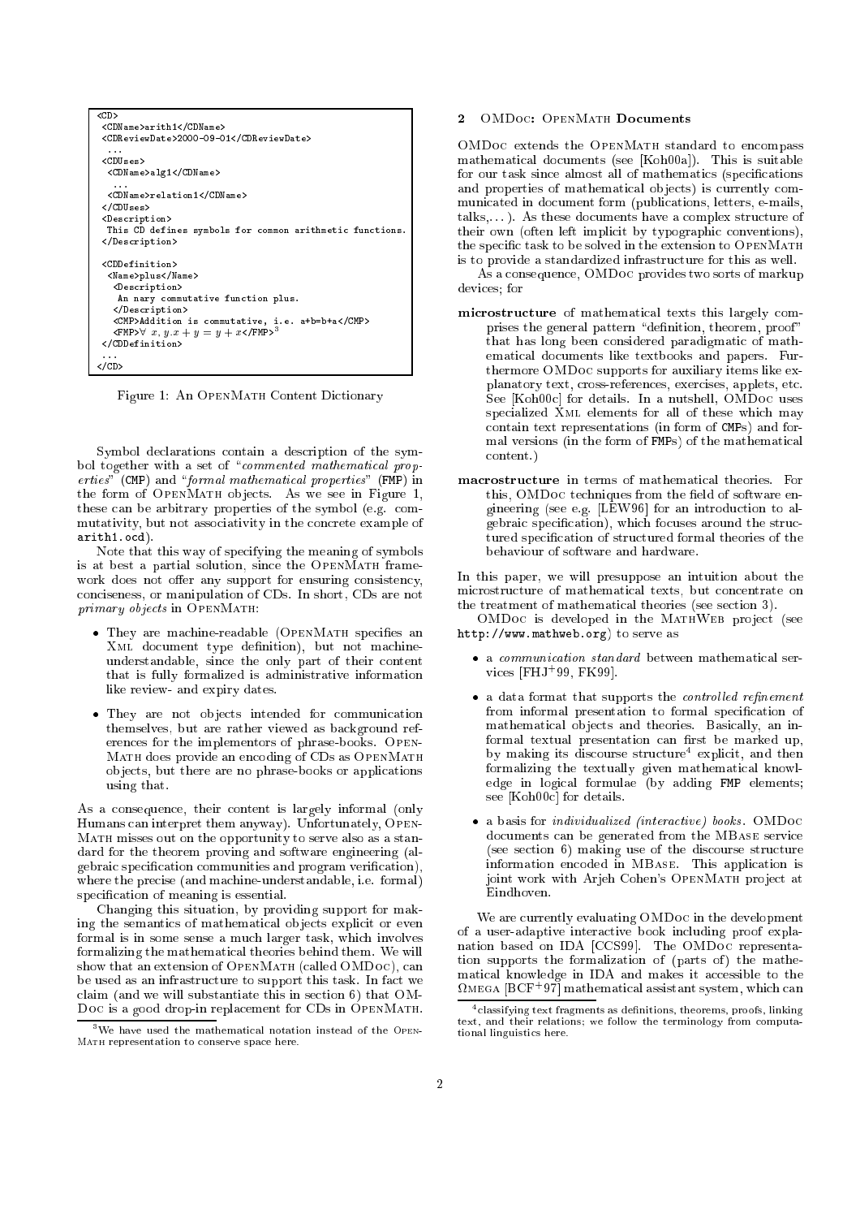```
<CD>
 <CDName>arith1</CDName>
 <CDReviewDate>2000-09-01</CDReviewDate>
  ...
 <CDUses>
  <CDName>alg1</CDName>
   ...
  <CDName>relation1</CDName>
 </CDUses>
 <Description>
  This CD defines symbols for common arithmetic functions.
 </Description>

 <CDDefinition>
  <Name>plus</Name>
   <Description>
    An nary commutative function plus.
   </Description>
   <CMP>Addition is commutative, i.e. a+b=b+a</CMP>
   <FMP>∀ x, y.x + y = y + x</FMP>
 </CDDefinition>
 ...
</CD>
```

Figure 1: An OpenMath Content Dictionary [3]

Symbol declarations contain a description of the symbol together with a set of "*commented mathematical properties*" (CMP) and "*formal mathematical properties*" (FMP) in the form of OpenMath objects. As we see in Figure 1, these can be arbitrary properties of the symbol (e.g. commutativity, but not associativity in the concrete example of arith1.ocd).

Note that this way of specifying the meaning of symbols is at best a partial solution, since the OpenMath framework does not offer any support for ensuring consistency, conciseness, or manipulation of CDs. In short, CDs are not *primary objects* in OpenMath:

- They are machine-readable (OpenMath specifies an Xml document type definition), but not machine-understandable, since the only part of their content that is fully formalized is administrative information like review- and expiry dates.
- They are not objects intended for communication themselves, but are rather viewed as background references for the implementors of phrase-books. OpenMath does provide an encoding of CDs as OpenMath objects, but there are no phrase-books or applications using that.

As a consequence, their content is largely informal (only Humans can interpret them anyway). Unfortunately, OpenMath misses out on the opportunity to serve also as a standard for the theorem proving and software engineering (algebraic specification communities and program verification), where the precise (and machine-understandable, i.e. formal) specification of meaning is essential.

Changing this situation, by providing support for making the semantics of mathematical objects explicit or even formal is in some sense a much larger task, which involves formalizing the mathematical theories behind them. We will show that an extension of OpenMath (called OMDoc), can be used as an infrastructure to support this task. In fact we claim (and we will substantiate this in section 6) that OMDoc is a good drop-in replacement for CDs in OpenMath.

[3] We have used the mathematical notation instead of the OpenMath representation to conserve space here.

## 2 OMDoc: OpenMath Documents

OMDoc extends the OpenMath standard to encompass mathematical documents (see [Koh00a]). This is suitable for our task since almost all of mathematics (specifications and properties of mathematical objects) is currently communicated in document form (publications, letters, e-mails, talks,...). As these documents have a complex structure of their own (often left implicit by typographic conventions), the specific task to be solved in the extension to OpenMath is to provide a standardized infrastructure for this as well.

As a consequence, OMDoc provides two sorts of markup devices; for

**microstructure** of mathematical texts this largely comprises the general pattern "definition, theorem, proof" that has long been considered paradigmatic of mathematical documents like textbooks and papers. Furthermore OMDoc supports for auxiliary items like explanatory text, cross-references, exercises, applets, etc. See [Koh00c] for details. In a nutshell, OMDoc uses specialized Xml elements for all of these which may contain text representations (in form of CMPs) and formal versions (in the form of FMPs) of the mathematical content.)

**macrostructure** in terms of mathematical theories. For this, OMDoc techniques from the field of software engineering (see e.g. [LEW96] for an introduction to algebraic specification), which focuses around the structured specification of structured formal theories of the behaviour of software and hardware.

In this paper, we will presuppose an intuition about the microstructure of mathematical texts, but concentrate on the treatment of mathematical theories (see section 3).

OMDoc is developed in the MathWeb project (see http://www.mathweb.org) to serve as

- a *communication standard* between mathematical services [FHJ+99, FK99].
- a data format that supports the *controlled refinement* from informal presentation to formal specification of mathematical objects and theories. Basically, an informal textual presentation can first be marked up, by making its discourse structure[4] explicit, and then formalizing the textually given mathematical knowledge in logical formulae (by adding FMP elements; see [Koh00c] for details.
- a basis for *individualized (interactive) books*. OMDoc documents can be generated from the MBase service (see section 6) making use of the discourse structure information encoded in MBase. This application is joint work with Arjeh Cohen's OpenMath project at Eindhoven.

We are currently evaluating OMDoc in the development of a user-adaptive interactive book including proof explanation based on IDA [CCS99]. The OMDoc representation supports the formalization of (parts of) the mathematical knowledge in IDA and makes it accessible to the Ωmega [BCF+97] mathematical assistant system, which can

[4] classifying text fragments as definitions, theorems, proofs, linking text, and their relations; we follow the terminology from computational linguistics here.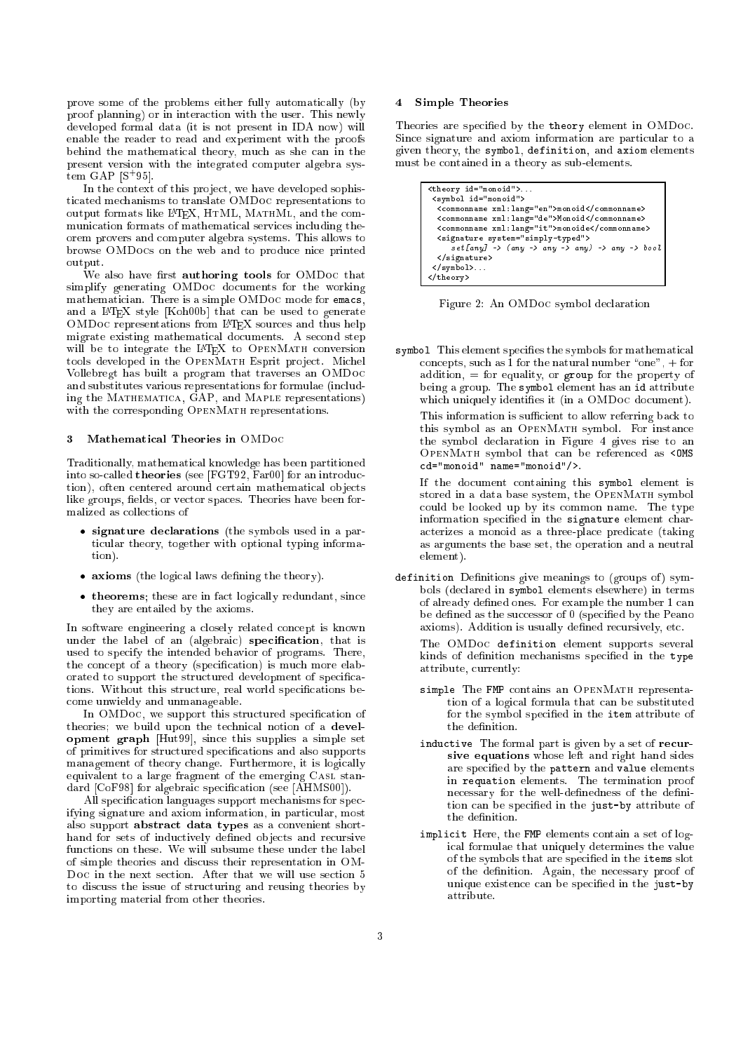prove some of the problems either fully automatically (by proof planning) or in interaction with the user. This newly developed formal data (it is not present in IDA now) will enable the reader to read and experiment with the proofs behind the mathematical theory, much as she can in the present version with the integrated computer algebra system GAP [S+95].

In the context of this project, we have developed sophisticated mechanisms to translate OMDoc representations to output formats like LaTeX, HtML, MathML, and the communication formats of mathematical services including theorem provers and computer algebra systems. This allows to browse OMDocs on the web and to produce nice printed output.

We also have first **authoring tools** for OMDoc that simplify generating OMDoc documents for the working mathematician. There is a simple OMDoc mode for `emacs`, and a LaTeX style [Koh00b] that can be used to generate OMDoc representations from LaTeX sources and thus help migrate existing mathematical documents. A second step will be to integrate the LaTeX to OpenMath conversion tools developed in the OpenMath Esprit project. Michel Vollebregt has built a program that traverses an OMDoc and substitutes various representations for formulae (including the Mathematica, GAP, and Maple representations) with the corresponding OpenMath representations.

## 3 Mathematical Theories in OMDoc

Traditionally, mathematical knowledge has been partitioned into so-called **theories** (see [FGT92, Far00] for an introduction), often centered around certain mathematical objects like groups, fields, or vector spaces. Theories have been formalized as collections of

- **signature declarations** (the symbols used in a particular theory, together with optional typing information).
- **axioms** (the logical laws defining the theory).
- **theorems**; these are in fact logically redundant, since they are entailed by the axioms.

In software engineering a closely related concept is known under the label of an (algebraic) **specification**, that is used to specify the intended behavior of programs. There, the concept of a theory (specification) is much more elaborated to support the structured development of specifications. Without this structure, real world specifications become unwieldy and unmanageable.

In OMDoc, we support this structured specification of theories; we build upon the technical notion of a **development graph** [Hut99], since this supplies a simple set of primitives for structured specifications and also supports management of theory change. Furthermore, it is logically equivalent to a large fragment of the emerging Casl standard [CoF98] for algebraic specification (see [AHMS00]).

All specification languages support mechanisms for specifying signature and axiom information, in particular, most also support **abstract data types** as a convenient shorthand for sets of inductively defined objects and recursive functions on these. We will subsume these under the label of simple theories and discuss their representation in OMDoc in the next section. After that we will use section 5 to discuss the issue of structuring and reusing theories by importing material from other theories.

## 4 Simple Theories

Theories are specified by the `theory` element in OMDoc. Since signature and axiom information are particular to a given theory, the `symbol`, `definition`, and `axiom` elements must be contained in a theory as sub-elements.

```
<theory id="monoid">...
 <symbol id="monoid">
  <commonname xml:lang="en">monoid</commonname>
  <commonname xml:lang="de">Monoid</commonname>
  <commonname xml:lang="it">monoide</commonname>
  <signature system="simply-typed">
     set[any] -> (any -> any -> any) -> any -> bool
  </signature>
 </symbol>...
</theory>
```

Figure 2: An OMDoc symbol declaration

`symbol` This element specifies the symbols for mathematical concepts, such as 1 for the natural number "one", + for addition, = for equality, or `group` for the property of being a group. The `symbol` element has an `id` attribute which uniquely identifies it (in a OMDoc document).

This information is sufficient to allow referring back to this symbol as an OpenMath symbol. For instance the symbol declaration in Figure 4 gives rise to an OpenMath symbol that can be referenced as `<OMS cd="monoid" name="monoid"/>`.

If the document containing this `symbol` element is stored in a data base system, the OpenMath symbol could be looked up by its common name. The type information specified in the `signature` element characterizes a monoid as a three-place predicate (taking as arguments the base set, the operation and a neutral element).

`definition` Definitions give meanings to (groups of) symbols (declared in `symbol` elements elsewhere) in terms of already defined ones. For example the number 1 can be defined as the successor of 0 (specified by the Peano axioms). Addition is usually defined recursively, etc.

The OMDoc `definition` element supports several kinds of definition mechanisms specified in the `type` attribute, currently:

`simple` The `FMP` contains an OpenMath representation of a logical formula that can be substituted for the symbol specified in the `item` attribute of the definition.

`inductive` The formal part is given by a set of **recursive equations** whose left and right hand sides are specified by the `pattern` and `value` elements in `requation` elements. The termination proof necessary for the well-definedness of the definition can be specified in the `just-by` attribute of the definition.

`implicit` Here, the `FMP` elements contain a set of logical formulae that uniquely determines the value of the symbols that are specified in the `items` slot of the definition. Again, the necessary proof of unique existence can be specified in the `just-by` attribute.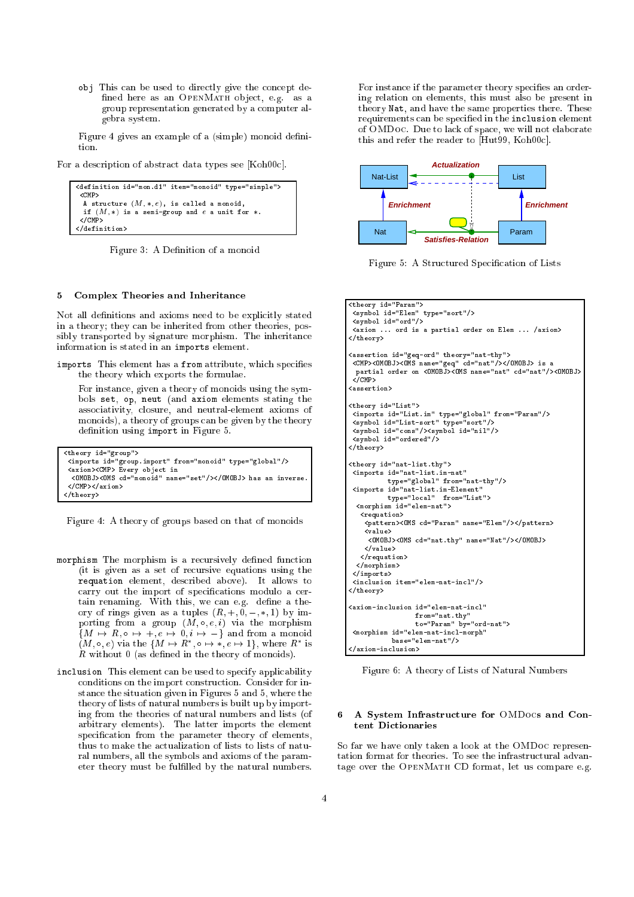**obj** This can be used to directly give the concept defined here as an OpenMath object, e.g. as a group representation generated by a computer algebra system.

Figure 4 gives an example of a (simple) monoid definition.

For a description of abstract data types see [Koh00c].

```
<definition id="mon.d1" item="monoid" type="simple">
 <CMP>
  A structure (M,*,e), is called a monoid,
  if (M,*) is a semi-group and e a unit for *.
 </CMP>
</definition>
```

Figure 3: A Definition of a monoid

## 5 Complex Theories and Inheritance

Not all definitions and axioms need to be explicitly stated in a theory; they can be inherited from other theories, possibly transported by signature morphism. The inheritance information is stated in an `imports` element.

`imports` This element has a `from` attribute, which specifies the theory which exports the formulae.

For instance, given a theory of monoids using the symbols `set`, `op`, `neut` (and `axiom` elements stating the associativity, closure, and neutral-element axioms of monoids), a theory of groups can be given by the theory definition using `import` in Figure 5.

```
<theory id="group">
 <imports id="group.import" from="monoid" type="global"/>
 <axiom><CMP> Every object in
  <OMOBJ><OMS cd="monoid" name="set"/></OMOBJ> has an inverse.
 </CMP></axiom>
</theory>
```

Figure 4: A theory of groups based on that of monoids

`morphism` The morphism is a recursively defined function (it is given as a set of recursive equations using the `requation` element, described above). It allows to carry out the import of specifications modulo a certain renaming. With this, we can e.g. define a theory of rings given as a tuples $(R,+,0,-,*,1)$ by importing from a group $(M,\circ,e,i)$ via the morphism $\{M\mapsto R,\circ\mapsto +,e\mapsto 0,i\mapsto -\}$ and from a monoid $(M,\circ,e)$ via the $\{M\mapsto R^*,\circ\mapsto *,e\mapsto 1\}$, where $R^*$ is $R$ without 0 (as defined in the theory of monoids).

`inclusion` This element can be used to specify applicability conditions on the import construction. Consider for instance the situation given in Figures 5 and 5, where the theory of lists of natural numbers is built up by importing from the theories of natural numbers and lists (of arbitrary elements). The latter imports the element specification from the parameter theory of elements, thus to make the actualization of lists to lists of natural numbers, all the symbols and axioms of the parameter theory must be fulfilled by the natural numbers. For instance if the parameter theory specifies an ordering relation on elements, this must also be present in theory `Nat`, and have the same properties there. These requirements can be specified in the `inclusion` element of OMDoc. Due to lack of space, we will not elaborate this and refer the reader to [Hut99, Koh00c].

Nat-List
List
Nat
Param
Actualization
Enrichment
Enrichment
Satisfies-Relation

Figure 5: A Structured Specification of Lists

```
<theory id="Param">
 <symbol id="Elem" type="sort"/>
 <symbol id="ord"/>
 <axiom ... ord is a partial order on Elem ... /axiom>
</theory>

<assertion id="geq-ord" theory="nat-thy">
 <CMP><OMOBJ><OMS name="geq" cd="nat"/></OMOBJ> is a
  partial order on <OMOBJ><OMS name="nat" cd="nat"/><OMOBJ>
 </CMP>
<assertion>

<theory id="List">
 <imports id="List.im" type="global" from="Param"/>
 <symbol id="List-sort" type="sort"/>
 <symbol id="cons"/><symbol id="nil"/>
 <symbol id="ordered"/>
</theory>

<theory id="nat-list.thy">
 <imports id="nat-list.im-nat"
          type="global" from="nat-thy"/>
 <imports id="nat-list.im-Element"
          type="local"  from="List">
  <morphism id="elem-nat">
   <requation>
    <pattern><OMS cd="Param" name="Elem"/></pattern>
    <value>
     <OMOBJ><OMS cd="nat.thy" name="Nat"/></OMOBJ>
    </value>
   </requation>
  </morphism>
 </imports>
 <inclusion item="elem-nat-incl"/>
</theory>

<axiom-inclusion id="elem-nat-incl"
                 from="nat.thy"
                 to="Param" by="ord-nat">
 <morphism id="elem-nat-incl-morph"
           base="elem-nat"/>
</axiom-inclusion>
```

Figure 6: A theory of Lists of Natural Numbers

## 6 A System Infrastructure for OMDocs and Content Dictionaries

So far we have only taken a look at the OMDoc representation format for theories. To see the infrastructural advantage over the OpenMath CD format, let us compare e.g.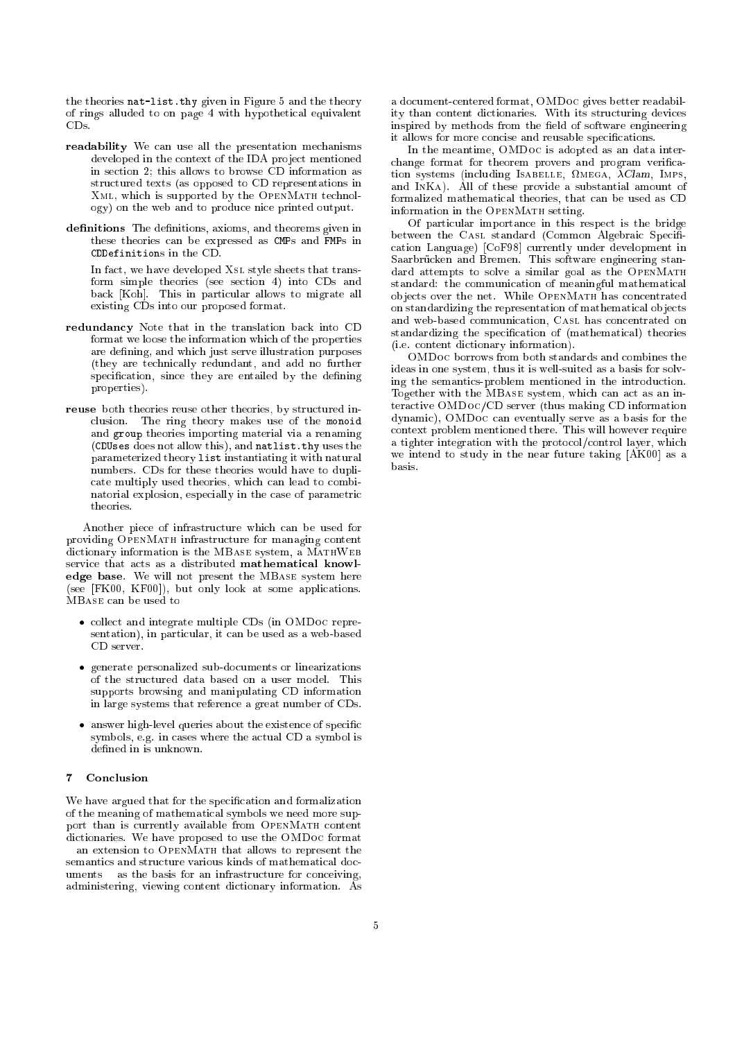the theories `nat-list.thy` given in Figure 5 and the theory of rings alluded to on page 4 with hypothetical equivalent CDs.

**readability** We can use all the presentation mechanisms developed in the context of the IDA project mentioned in section 2; this allows to browse CD information as structured texts (as opposed to CD representations in XML, which is supported by the OPENMATH technology) on the web and to produce nice printed output.

**definitions** The definitions, axioms, and theorems given in these theories can be expressed as `CMP`s and `FMP`s in `CDDefinitions` in the CD.

In fact, we have developed XSL style sheets that transform simple theories (see section 4) into CDs and back [Koh]. This in particular allows to migrate all existing CDs into our proposed format.

**redundancy** Note that in the translation back into CD format we loose the information which of the properties are defining, and which just serve illustration purposes (they are technically redundant, and add no further specification, since they are entailed by the defining properties).

**reuse** both theories reuse other theories, by structured inclusion. The ring theory makes use of the `monoid` and `group` theories importing material via a renaming (`CDUses` does not allow this), and `natlist.thy` uses the parameterized theory `list` instantiating it with natural numbers. CDs for these theories would have to duplicate multiply used theories, which can lead to combinatorial explosion, especially in the case of parametric theories.

Another piece of infrastructure which can be used for providing OPENMATH infrastructure for managing content dictionary information is the MBASE system, a MATHWEB service that acts as a distributed **mathematical knowledge base**. We will not present the MBASE system here (see [FK00, KF00]), but only look at some applications. MBASE can be used to

- collect and integrate multiple CDs (in OMDOC representation), in particular, it can be used as a web-based CD server.
- generate personalized sub-documents or linearizations of the structured data based on a user model. This supports browsing and manipulating CD information in large systems that reference a great number of CDs.
- answer high-level queries about the existence of specific symbols, e.g. in cases where the actual CD a symbol is defined in is unknown.

## 7 Conclusion

We have argued that for the specification and formalization of the meaning of mathematical symbols we need more support than is currently available from OPENMATH content dictionaries. We have proposed to use the OMDOC format — an extension to OPENMATH that allows to represent the semantics and structure various kinds of mathematical documents — as the basis for an infrastructure for conceiving, administering, viewing content dictionary information. As a document-centered format, OMDOC gives better readability than content dictionaries. With its structuring devices inspired by methods from the field of software engineering it allows for more concise and reusable specifications.

In the meantime, OMDOC is adopted as an data interchange format for theorem provers and program verification systems (including ISABELLE, ΩMEGA, *λClam*, IMPS, and INKA). All of these provide a substantial amount of formalized mathematical theories, that can be used as CD information in the OPENMATH setting.

Of particular importance in this respect is the bridge between the CASL standard (Common Algebraic Specification Language) [CoF98] currently under development in Saarbrücken and Bremen. This software engineering standard attempts to solve a similar goal as the OPENMATH standard: the communication of meaningful mathematical objects over the net. While OPENMATH has concentrated on standardizing the representation of mathematical objects and web-based communication, CASL has concentrated on standardizing the specification of (mathematical) theories (i.e. content dictionary information).

OMDOC borrows from both standards and combines the ideas in one system, thus it is well-suited as a basis for solving the semantics-problem mentioned in the introduction. Together with the MBASE system, which can act as an interactive OMDOC/CD server (thus making CD information dynamic), OMDOC can eventually serve as a basis for the context problem mentioned there. This will however require a tighter integration with the protocol/control layer, which we intend to study in the near future taking [AK00] as a basis.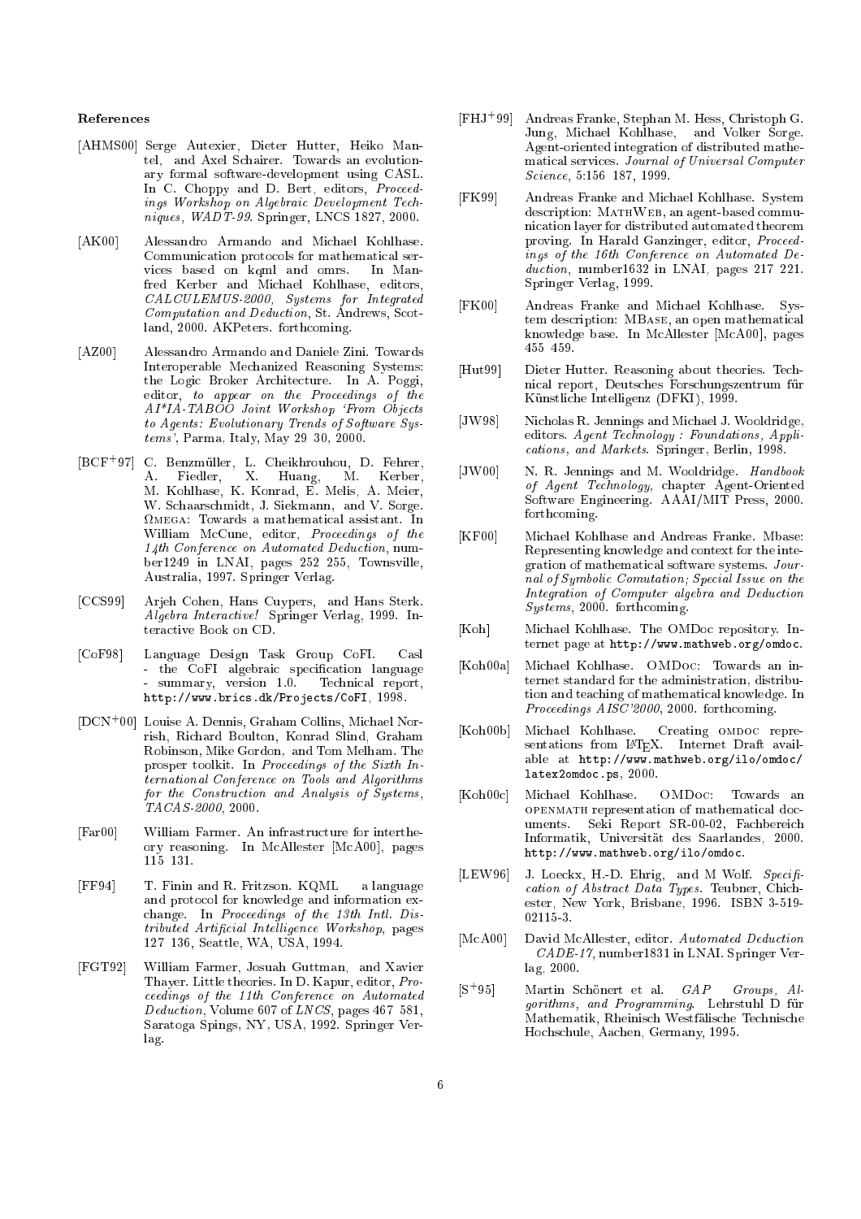#### References

[AHMS00] Serge Autexier, Dieter Hutter, Heiko Mantel, and Axel Schairer. Towards an evolutionary formal software-development using CASL. In C. Choppy and D. Bert, editors, *Proceedings Workshop on Algebraic Development Techniques, WADT-99*. Springer, LNCS 1827, 2000.

[AK00] Alessandro Armando and Michael Kohlhase. Communication protocols for mathematical services based on kqml and omrs. In Manfred Kerber and Michael Kohlhase, editors, *CALCULEMUS-2000, Systems for Integrated Computation and Deduction*, St. Andrews, Scotland, 2000. AKPeters. forthcoming.

[AZ00] Alessandro Armando and Daniele Zini. Towards Interoperable Mechanized Reasoning Systems: the Logic Broker Architecture. In A. Poggi, editor, *to appear on the Proceedings of the AI\*IA-TABOO Joint Workshop 'From Objects to Agents: Evolutionary Trends of Software Systems'*, Parma, Italy, May 29 30, 2000.

[BCF+97] C. Benzmüller, L. Cheikhrouhou, D. Fehrer, A. Fiedler, X. Huang, M. Kerber, M. Kohlhase, K. Konrad, E. Melis, A. Meier, W. Schaarschmidt, J. Siekmann, and V. Sorge. ΩMEGA: Towards a mathematical assistant. In William McCune, editor, *Proceedings of the 14th Conference on Automated Deduction*, number1249 in LNAI, pages 252 255, Townsville, Australia, 1997. Springer Verlag.

[CCS99] Arjeh Cohen, Hans Cuypers, and Hans Sterk. *Algebra Interactive!* Springer Verlag, 1999. Interactive Book on CD.

[CoF98] Language Design Task Group CoFI. Casl - the CoFI algebraic specification language - summary, version 1.0. Technical report, http://www.brics.dk/Projects/CoFI, 1998.

[DCN+00] Louise A. Dennis, Graham Collins, Michael Norrish, Richard Boulton, Konrad Slind, Graham Robinson, Mike Gordon, and Tom Melham. The prosper toolkit. In *Proceedings of the Sixth International Conference on Tools and Algorithms for the Construction and Analysis of Systems, TACAS-2000*, 2000.

[Far00] William Farmer. An infrastructure for intertheory reasoning. In McAllester [McA00], pages 115 131.

[FF94] T. Finin and R. Fritzson. KQML a language and protocol for knowledge and information exchange. In *Proceedings of the 13th Intl. Distributed Artificial Intelligence Workshop*, pages 127 136, Seattle, WA, USA, 1994.

[FGT92] William Farmer, Josuah Guttman, and Xavier Thayer. Little theories. In D. Kapur, editor, *Proceedings of the 11th Conference on Automated Deduction*, Volume 607 of *LNCS*, pages 467 581, Saratoga Spings, NY, USA, 1992. Springer Verlag.

[FHJ+99] Andreas Franke, Stephan M. Hess, Christoph G. Jung, Michael Kohlhase, and Volker Sorge. Agent-oriented integration of distributed mathematical services. *Journal of Universal Computer Science*, 5:156 187, 1999.

[FK99] Andreas Franke and Michael Kohlhase. System description: MATHWEB, an agent-based communication layer for distributed automated theorem proving. In Harald Ganzinger, editor, *Proceedings of the 16th Conference on Automated Deduction*, number1632 in LNAI, pages 217 221. Springer Verlag, 1999.

[FK00] Andreas Franke and Michael Kohlhase. System description: MBASE, an open mathematical knowledge base. In McAllester [McA00], pages 455 459.

[Hut99] Dieter Hutter. Reasoning about theories. Technical report, Deutsches Forschungszentrum für Künstliche Intelligenz (DFKI), 1999.

[JW98] Nicholas R. Jennings and Michael J. Wooldridge, editors. *Agent Technology : Foundations, Applications, and Markets*. Springer, Berlin, 1998.

[JW00] N. R. Jennings and M. Wooldridge. *Handbook of Agent Technology*, chapter Agent-Oriented Software Engineering. AAAI/MIT Press, 2000. forthcoming.

[KF00] Michael Kohlhase and Andreas Franke. Mbase: Representing knowledge and context for the integration of mathematical software systems. *Journal of Symbolic Comutation; Special Issue on the Integration of Computer algebra and Deduction Systems*, 2000. forthcoming.

[Koh] Michael Kohlhase. The OMDoc repository. Internet page at http://www.mathweb.org/omdoc.

[Koh00a] Michael Kohlhase. OMDOC: Towards an internet standard for the administration, distribution and teaching of mathematical knowledge. In *Proceedings AISC'2000*, 2000. forthcoming.

[Koh00b] Michael Kohlhase. Creating OMDOC representations from LaTeX. Internet Draft available at http://www.mathweb.org/ilo/omdoc/latex2omdoc.ps, 2000.

[Koh00c] Michael Kohlhase. OMDOC: Towards an OPENMATH representation of mathematical documents. Seki Report SR-00-02, Fachbereich Informatik, Universität des Saarlandes, 2000. http://www.mathweb.org/ilo/omdoc.

[LEW96] J. Loeckx, H.-D. Ehrig, and M Wolf. *Specification of Abstract Data Types*. Teubner, Chichester, New York, Brisbane, 1996. ISBN 3-519-02115-3.

[McA00] David McAllester, editor. *Automated Deduction CADE-17*, number1831 in LNAI. Springer Verlag, 2000.

[S+95] Martin Schönert et al. *GAP Groups, Algorithms, and Programming*. Lehrstuhl D für Mathematik, Rheinisch Westfälische Technische Hochschule, Aachen, Germany, 1995.